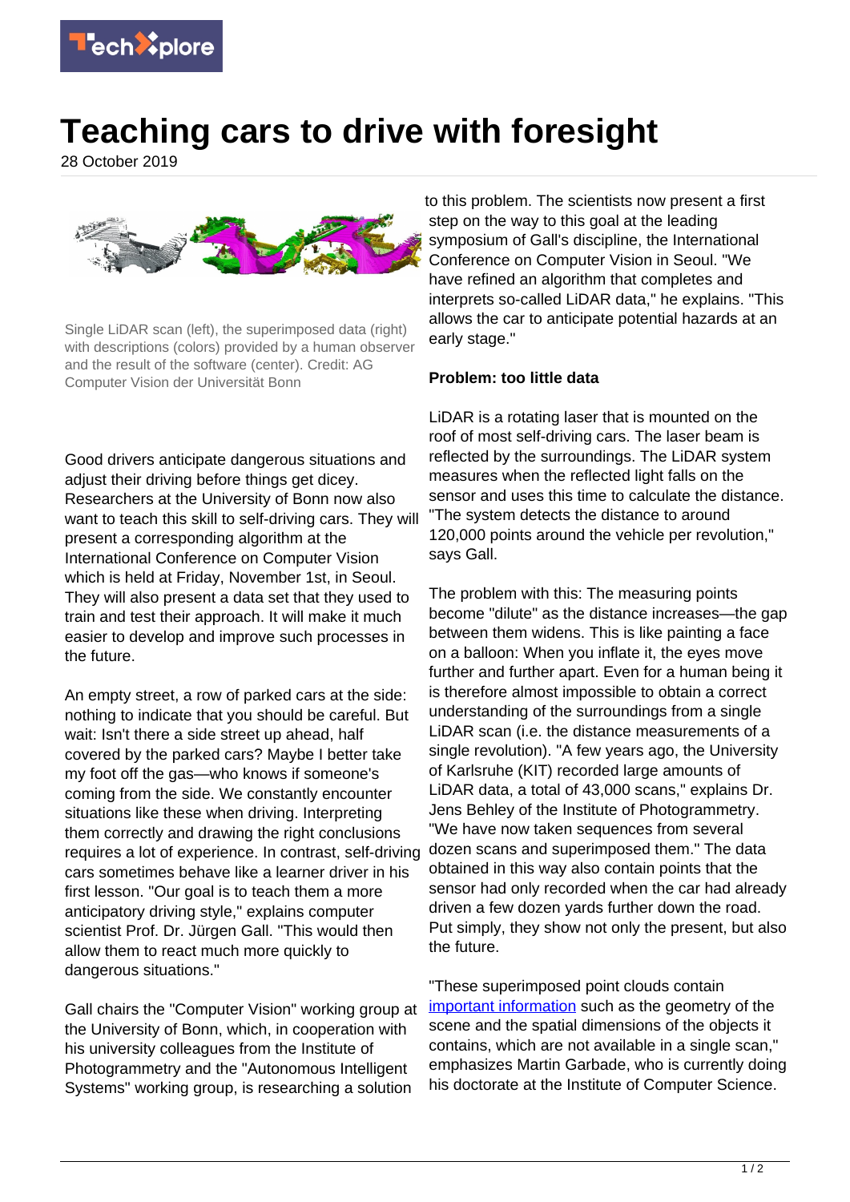# Teaching cars to drive with foresight

28 October 2019

Single LiDAR scan (left), the superimposed data (right) with descriptions (colors) provided by a human observer and the result of the software (center). Credit: AG Computer Vision der Universität Bonn

Good drivers anticipate dangerous situations and adjust their driving before things get dicey. Researchers at the University of Bonn now also want to teach this skill to self-driving cars. They will present a corresponding algorithm at the International Conference on Computer Vision which is held at Friday, November 1st, in Seoul. They will also present a data set that they used to train and test their approach. It will make it much easier to develop and improve such processes in the future.

An empty street, a row of parked cars at the side: nothing to indicate that you should be careful. But wait: Isn't there a side street up ahead, half covered by the parked cars? Maybe I better take my foot off the gas—who knows if someone's coming from the side. We constantly encounter situations like these when driving. Interpreting them correctly and drawing the right conclusions requires a lot of experience. In contrast, self-driving cars sometimes behave like a learner driver in his first lesson. "Our goal is to teach them a more anticipatory driving style," explains computer scientist Prof. Dr. Jürgen Gall. "This would then allow them to react much more quickly to dangerous situations."

Gall chairs the "Computer Vision" working group at the University of Bonn, which, in cooperation with his university colleagues from the Institute of Photogrammetry and the "Autonomous Intelligent Systems" working group, is researching a solution to this problem. The scientists now present a first step on the way to this goal at the leading symposium of Gall's discipline, the International Conference on Computer Vision in Seoul. "We have refined an algorithm that completes and interprets so-called LiDAR data," he explains. "This allows the car to anticipate potential hazards at an early stage."

**Problem: too little data**

LiDAR is a rotating laser that is mounted on the roof of most self-driving cars. The laser beam is reflected by the surroundings. The LiDAR system measures when the reflected light falls on the sensor and uses this time to calculate the distance. "The system detects the distance to around 120,000 points around the vehicle per revolution," says Gall.

The problem with this: The measuring points become "dilute" as the distance increases—the gap between them widens. This is like painting a face on a balloon: When you inflate it, the eyes move further and further apart. Even for a human being it is therefore almost impossible to obtain a correct understanding of the surroundings from a single LiDAR scan (i.e. the distance measurements of a single revolution). "A few years ago, the University of Karlsruhe (KIT) recorded large amounts of LiDAR data, a total of 43,000 scans," explains Dr. Jens Behley of the Institute of Photogrammetry. "We have now taken sequences from several dozen scans and superimposed them." The data obtained in this way also contain points that the sensor had only recorded when the car had already driven a few dozen yards further down the road. Put simply, they show not only the present, but also the future.

"These superimposed point clouds contain important information such as the geometry of the scene and the spatial dimensions of the objects it contains, which are not available in a single scan," emphasizes Martin Garbade, who is currently doing his doctorate at the Institute of Computer Science.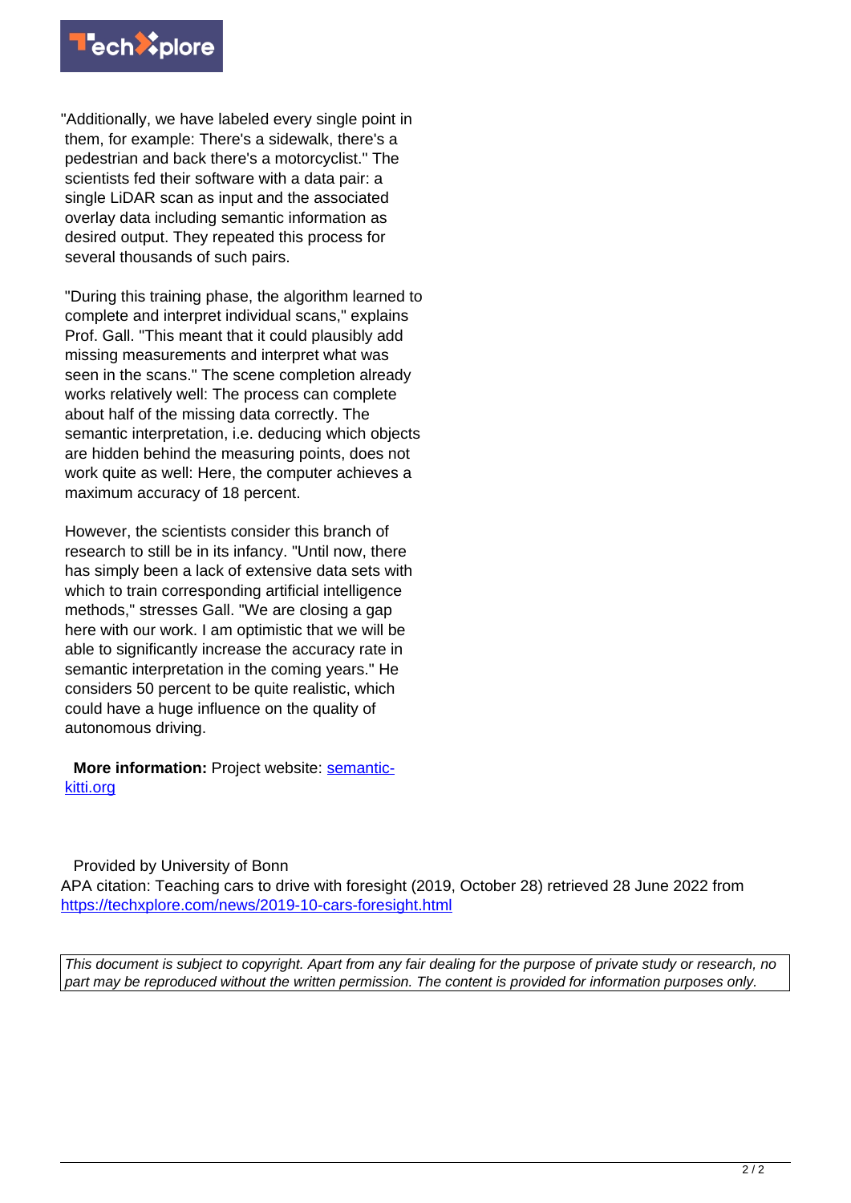"Additionally, we have labeled every single point in them, for example: There's a sidewalk, there's a pedestrian and back there's a motorcyclist." The scientists fed their software with a data pair: a single LiDAR scan as input and the associated overlay data including semantic information as desired output. They repeated this process for several thousands of such pairs.

"During this training phase, the algorithm learned to complete and interpret individual scans," explains Prof. Gall. "This meant that it could plausibly add missing measurements and interpret what was seen in the scans." The scene completion already works relatively well: The process can complete about half of the missing data correctly. The semantic interpretation, i.e. deducing which objects are hidden behind the measuring points, does not work quite as well: Here, the computer achieves a maximum accuracy of 18 percent.

However, the scientists consider this branch of research to still be in its infancy. "Until now, there has simply been a lack of extensive data sets with which to train corresponding artificial intelligence methods," stresses Gall. "We are closing a gap here with our work. I am optimistic that we will be able to significantly increase the accuracy rate in semantic interpretation in the coming years." He considers 50 percent to be quite realistic, which could have a huge influence on the quality of autonomous driving.

**More information:** Project website: [semantic-kitti.org](semantic-kitti.org)

Provided by University of Bonn

APA citation: Teaching cars to drive with foresight (2019, October 28) retrieved 28 June 2022 from https://techxplore.com/news/2019-10-cars-foresight.html

*This document is subject to copyright. Apart from any fair dealing for the purpose of private study or research, no part may be reproduced without the written permission. The content is provided for information purposes only.*